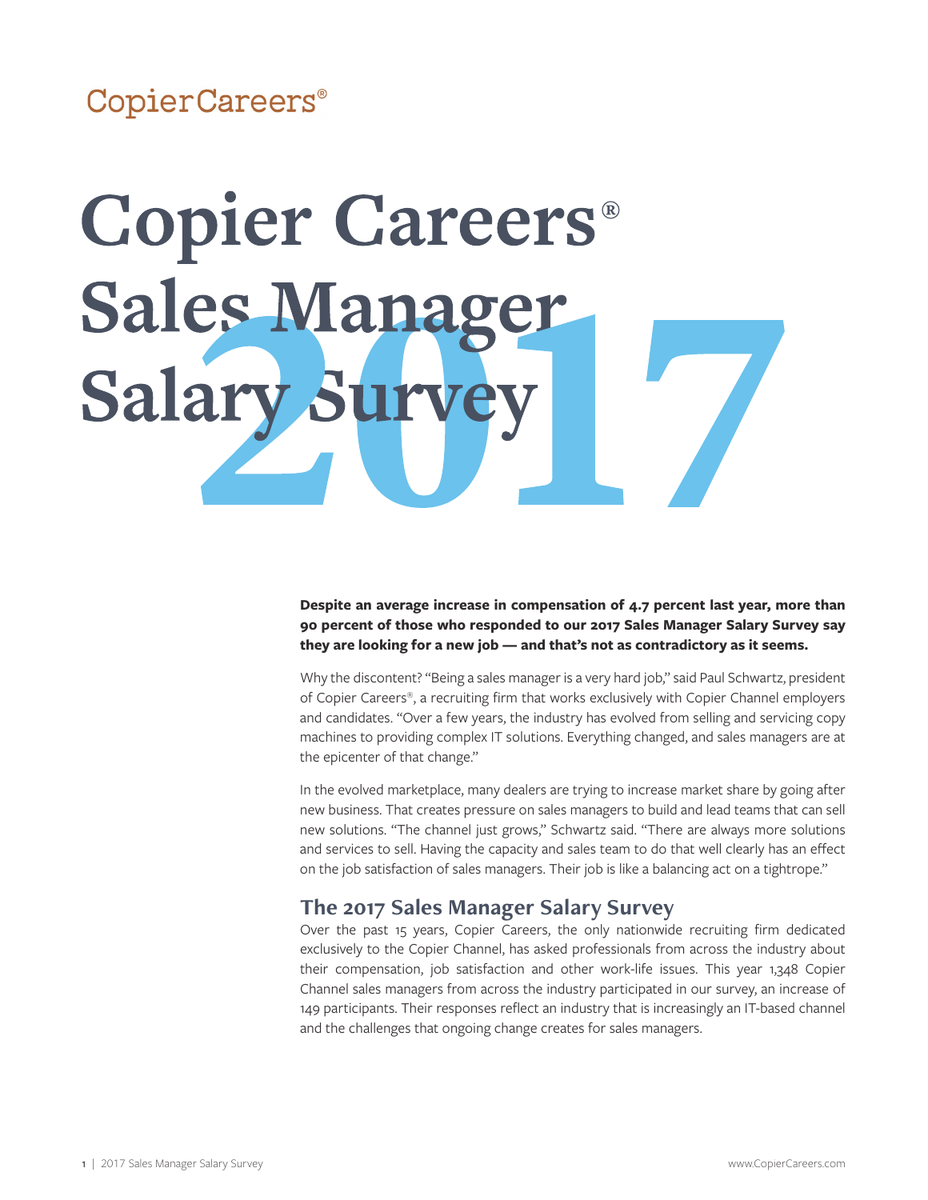CopierCareers®

# Copier Careers® Sales Manager Salary Survey 2017

**Despite an average increase in compensation of 4.7 percent last year, more than 90 percent of those who responded to our 2017 Sales Manager Salary Survey say they are looking for a new job — and that's not as contradictory as it seems.**

Why the discontent? "Being a sales manager is a very hard job," said Paul Schwartz, president of Copier Careers®, a recruiting firm that works exclusively with Copier Channel employers and candidates. "Over a few years, the industry has evolved from selling and servicing copy machines to providing complex IT solutions. Everything changed, and sales managers are at the epicenter of that change."

In the evolved marketplace, many dealers are trying to increase market share by going after new business. That creates pressure on sales managers to build and lead teams that can sell new solutions. "The channel just grows," Schwartz said. "There are always more solutions and services to sell. Having the capacity and sales team to do that well clearly has an effect on the job satisfaction of sales managers. Their job is like a balancing act on a tightrope."

## The 2017 Sales Manager Salary Survey

Over the past 15 years, Copier Careers, the only nationwide recruiting firm dedicated exclusively to the Copier Channel, has asked professionals from across the industry about their compensation, job satisfaction and other work-life issues. This year 1,348 Copier Channel sales managers from across the industry participated in our survey, an increase of 149 participants. Their responses reflect an industry that is increasingly an IT-based channel and the challenges that ongoing change creates for sales managers.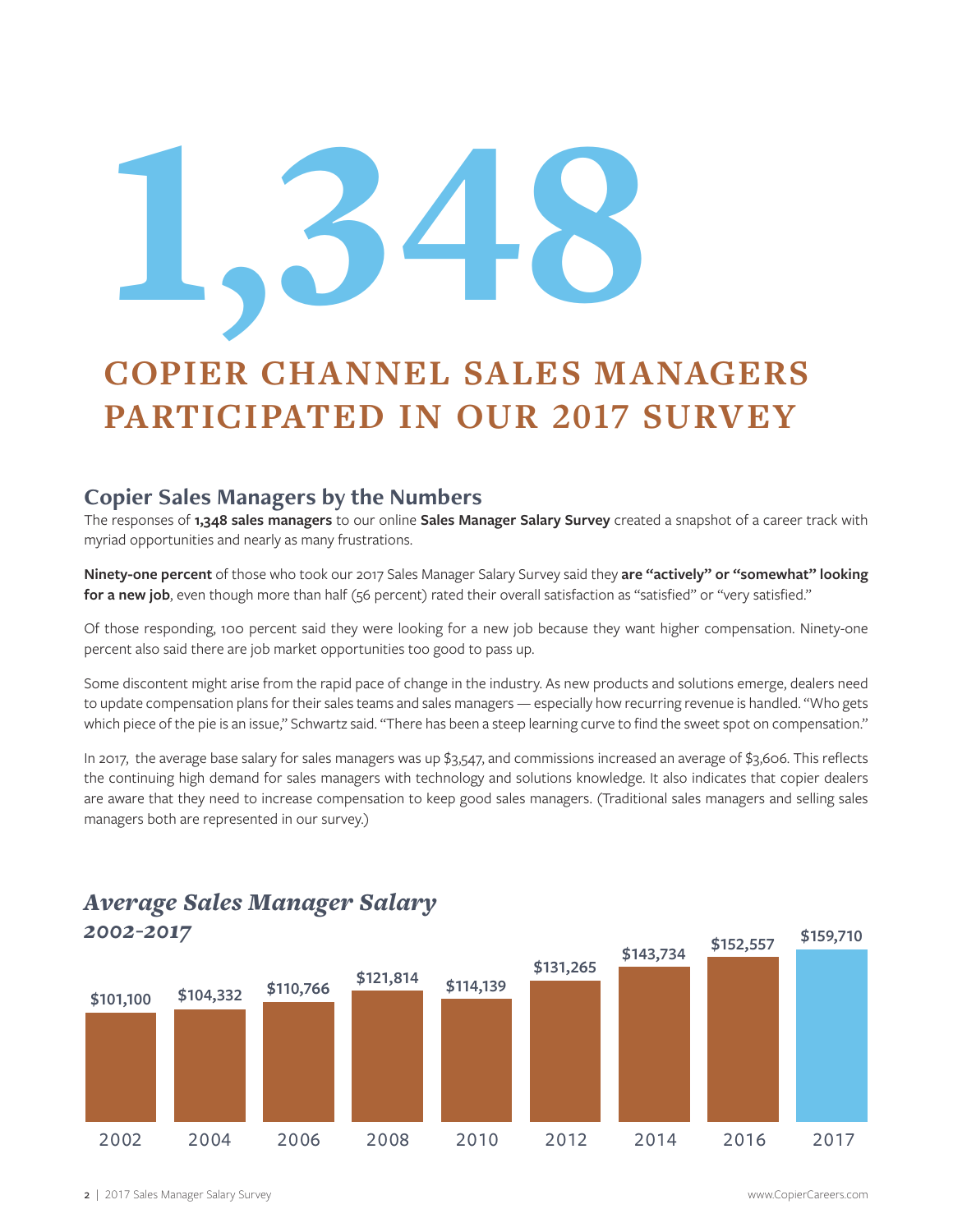# 1,348

## COPIER CHANNEL SALES MANAGERS PARTICIPATED IN OUR 2017 SURVEY

### Copier Sales Managers by the Numbers

The responses of **1,348 sales managers** to our online **Sales Manager Salary Survey** created a snapshot of a career track with myriad opportunities and nearly as many frustrations.

**Ninety-one percent** of those who took our 2017 Sales Manager Salary Survey said they **are "actively" or "somewhat" looking for a new job**, even though more than half (56 percent) rated their overall satisfaction as "satisfied" or "very satisfied."

Of those responding, 100 percent said they were looking for a new job because they want higher compensation. Ninety-one percent also said there are job market opportunities too good to pass up.

Some discontent might arise from the rapid pace of change in the industry. As new products and solutions emerge, dealers need to update compensation plans for their sales teams and sales managers — especially how recurring revenue is handled. "Who gets which piece of the pie is an issue," Schwartz said. "There has been a steep learning curve to find the sweet spot on compensation."

In 2017, the average base salary for sales managers was up $3,547, and commissions increased an average of $3,606. This reflects the continuing high demand for sales managers with technology and solutions knowledge. It also indicates that copier dealers are aware that they need to increase compensation to keep good sales managers. (Traditional sales managers and selling sales managers both are represented in our survey.)

### *Average Sales Manager Salary 2002-2017*

| Year | Average Salary |
| --- | --- |
| 2002 | $101,100 |
| 2004 | $104,332 |
| 2006 | $110,766 |
| 2008 | $121,814 |
| 2010 | $114,139 |
| 2012 | $131,265 |
| 2014 | $143,734 |
| 2016 | $152,557 |
| 2017 | $159,710 |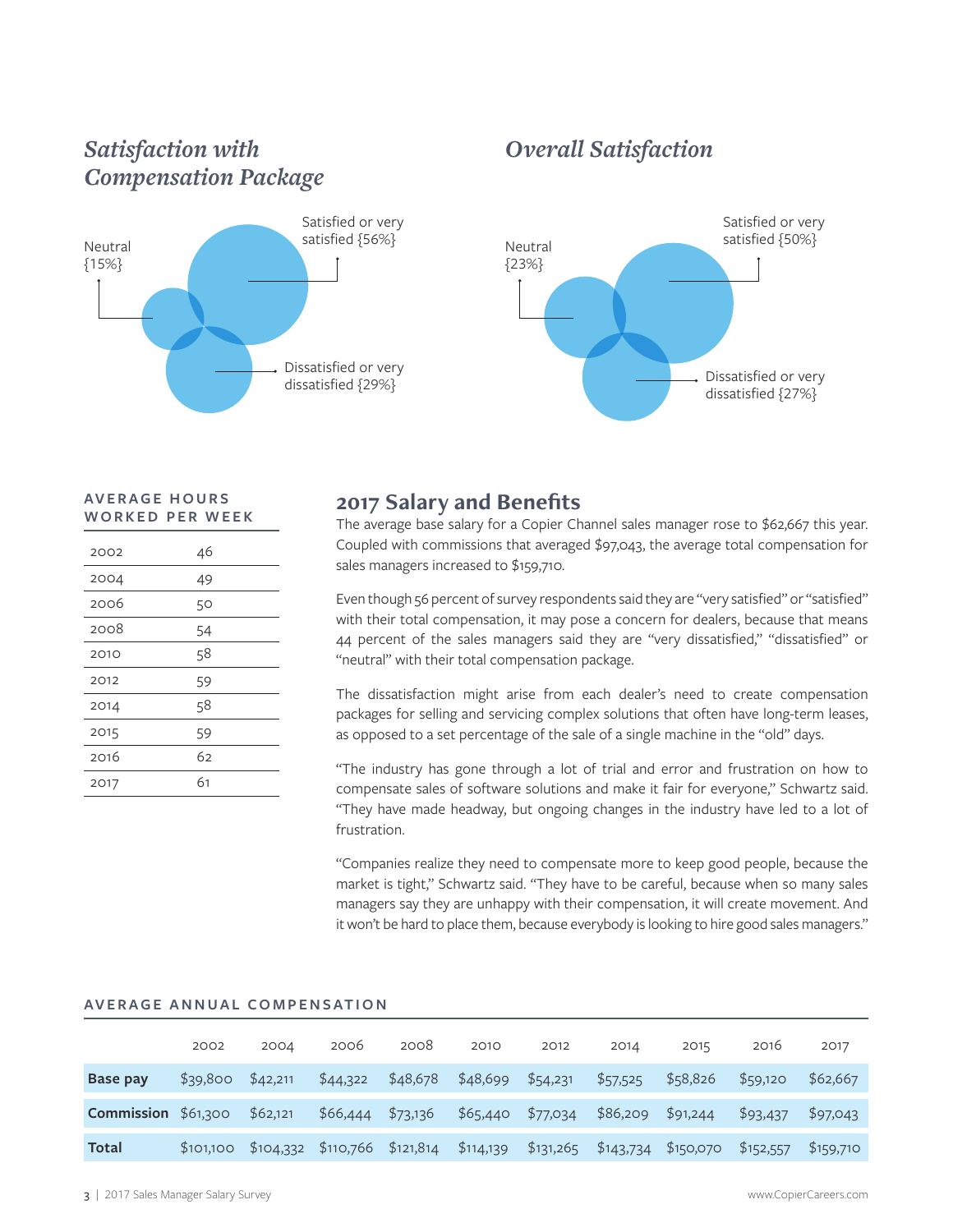### *Satisfaction with Compensation Package*

Satisfied or very satisfied {56%}

Neutral {15%}

Dissatisfied or very dissatisfied {29%}

### *Overall Satisfaction*

Satisfied or very satisfied {50%}

Neutral {23%}

Dissatisfied or very dissatisfied {27%}

**AVERAGE HOURS WORKED PER WEEK**

| Year | Hours |
|---|---|
| 2002 | 46 |
| 2004 | 49 |
| 2006 | 50 |
| 2008 | 54 |
| 2010 | 58 |
| 2012 | 59 |
| 2014 | 58 |
| 2015 | 59 |
| 2016 | 62 |
| 2017 | 61 |

## 2017 Salary and Benefits

The average base salary for a Copier Channel sales manager rose to $62,667 this year. Coupled with commissions that averaged $97,043, the average total compensation for sales managers increased to $159,710.

Even though 56 percent of survey respondents said they are "very satisfied" or "satisfied" with their total compensation, it may pose a concern for dealers, because that means 44 percent of the sales managers said they are "very dissatisfied," "dissatisfied" or "neutral" with their total compensation package.

The dissatisfaction might arise from each dealer's need to create compensation packages for selling and servicing complex solutions that often have long-term leases, as opposed to a set percentage of the sale of a single machine in the "old" days.

"The industry has gone through a lot of trial and error and frustration on how to compensate sales of software solutions and make it fair for everyone," Schwartz said. "They have made headway, but ongoing changes in the industry have led to a lot of frustration.

"Companies realize they need to compensate more to keep good people, because the market is tight," Schwartz said. "They have to be careful, because when so many sales managers say they are unhappy with their compensation, it will create movement. And it won't be hard to place them, because everybody is looking to hire good sales managers."

**AVERAGE ANNUAL COMPENSATION**

| | 2002 | 2004 | 2006 | 2008 | 2010 | 2012 | 2014 | 2015 | 2016 | 2017 |
|---|---|---|---|---|---|---|---|---|---|---|
| **Base pay** | $39,800 | $42,211 | $44,322 | $48,678 | $48,699 | $54,231 | $57,525 | $58,826 | $59,120 | $62,667 |
| **Commission** | $61,300 | $62,121 | $66,444 | $73,136 | $65,440 | $77,034 | $86,209 | $91,244 | $93,437 | $97,043 |
| **Total** | $101,100 | $104,332 | $110,766 | $121,814 | $114,139 | $131,265 | $143,734 | $150,070 | $152,557 | $159,710 |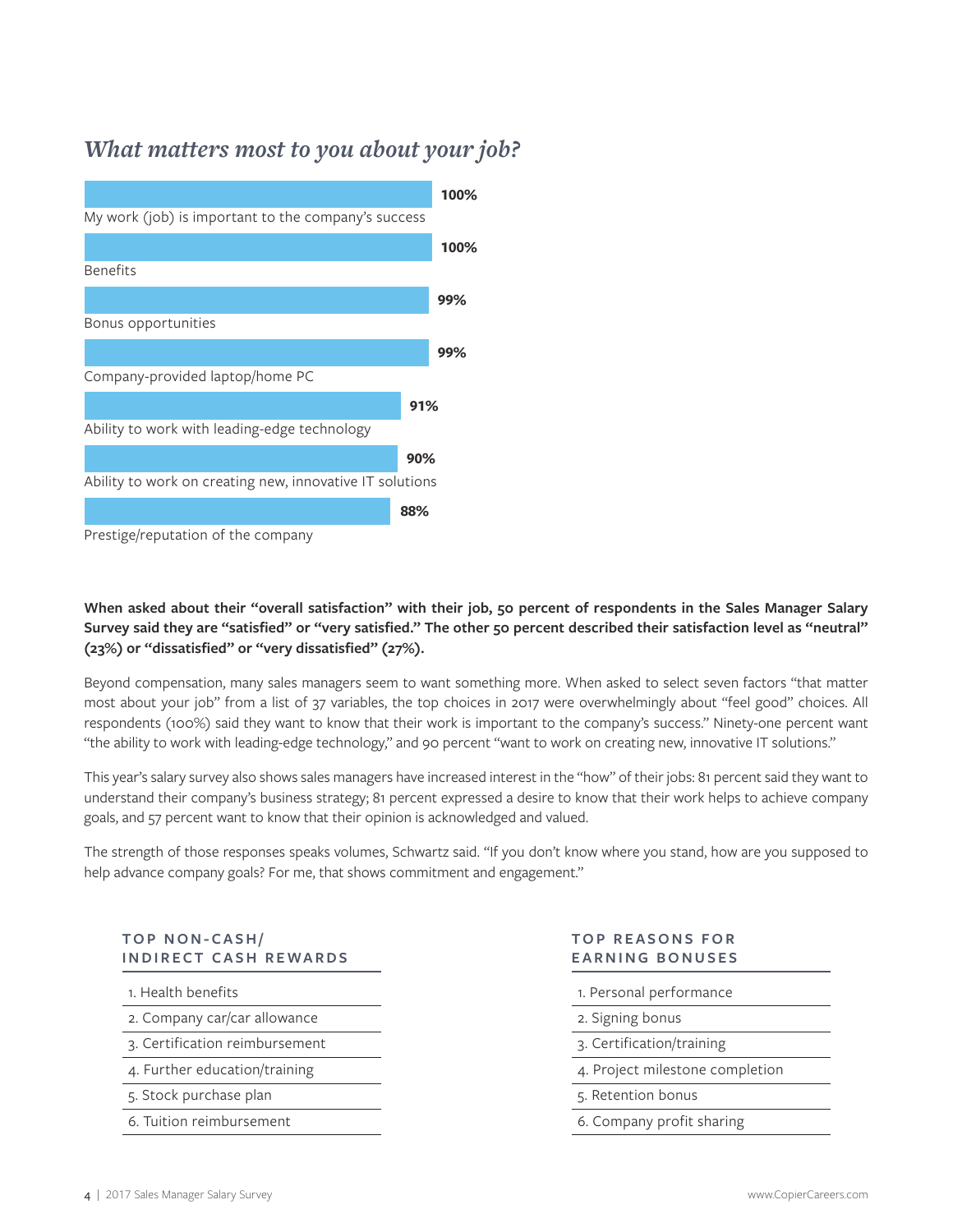## *What matters most to you about your job?*

| Factor | Percent |
|---|---|
| My work (job) is important to the company's success | 100% |
| Benefits | 100% |
| Bonus opportunities | 99% |
| Company-provided laptop/home PC | 99% |
| Ability to work with leading-edge technology | 91% |
| Ability to work on creating new, innovative IT solutions | 90% |
| Prestige/reputation of the company | 88% |

**When asked about their "overall satisfaction" with their job, 50 percent of respondents in the Sales Manager Salary Survey said they are "satisfied" or "very satisfied." The other 50 percent described their satisfaction level as "neutral" (23%) or "dissatisfied" or "very dissatisfied" (27%).**

Beyond compensation, many sales managers seem to want something more. When asked to select seven factors "that matter most about your job" from a list of 37 variables, the top choices in 2017 were overwhelmingly about "feel good" choices. All respondents (100%) said they want to know that their work is important to the company's success." Ninety-one percent want "the ability to work with leading-edge technology," and 90 percent "want to work on creating new, innovative IT solutions."

This year's salary survey also shows sales managers have increased interest in the "how" of their jobs: 81 percent said they want to understand their company's business strategy; 81 percent expressed a desire to know that their work helps to achieve company goals, and 57 percent want to know that their opinion is acknowledged and valued.

The strength of those responses speaks volumes, Schwartz said. "If you don't know where you stand, how are you supposed to help advance company goals? For me, that shows commitment and engagement."

### TOP NON-CASH/ INDIRECT CASH REWARDS

1. Health benefits
2. Company car/car allowance
3. Certification reimbursement
4. Further education/training
5. Stock purchase plan
6. Tuition reimbursement

### TOP REASONS FOR EARNING BONUSES

1. Personal performance
2. Signing bonus
3. Certification/training
4. Project milestone completion
5. Retention bonus
6. Company profit sharing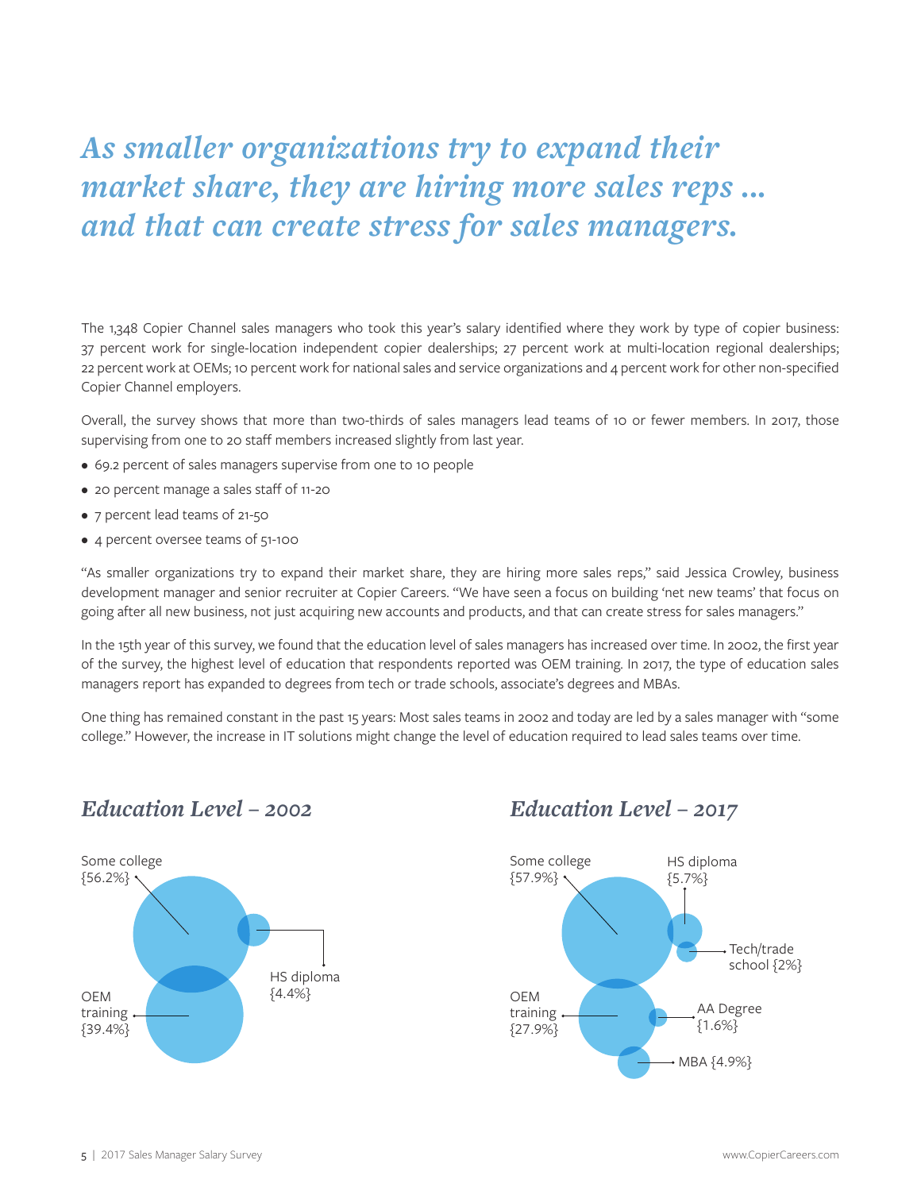# *As smaller organizations try to expand their market share, they are hiring more sales reps ... and that can create stress for sales managers.*

The 1,348 Copier Channel sales managers who took this year's salary identified where they work by type of copier business: 37 percent work for single-location independent copier dealerships; 27 percent work at multi-location regional dealerships; 22 percent work at OEMs; 10 percent work for national sales and service organizations and 4 percent work for other non-specified Copier Channel employers.

Overall, the survey shows that more than two-thirds of sales managers lead teams of 10 or fewer members. In 2017, those supervising from one to 20 staff members increased slightly from last year.

- 69.2 percent of sales managers supervise from one to 10 people
- 20 percent manage a sales staff of 11-20
- 7 percent lead teams of 21-50
- 4 percent oversee teams of 51-100

"As smaller organizations try to expand their market share, they are hiring more sales reps," said Jessica Crowley, business development manager and senior recruiter at Copier Careers. "We have seen a focus on building 'net new teams' that focus on going after all new business, not just acquiring new accounts and products, and that can create stress for sales managers."

In the 15th year of this survey, we found that the education level of sales managers has increased over time. In 2002, the first year of the survey, the highest level of education that respondents reported was OEM training. In 2017, the type of education sales managers report has expanded to degrees from tech or trade schools, associate's degrees and MBAs.

One thing has remained constant in the past 15 years: Most sales teams in 2002 and today are led by a sales manager with "some college." However, the increase in IT solutions might change the level of education required to lead sales teams over time.

## *Education Level – 2002*

- Some college {56.2%}
- HS diploma {4.4%}
- OEM training {39.4%}

## *Education Level – 2017*

- Some college {57.9%}
- HS diploma {5.7%}
- Tech/trade school {2%}
- OEM training {27.9%}
- AA Degree {1.6%}
- MBA {4.9%}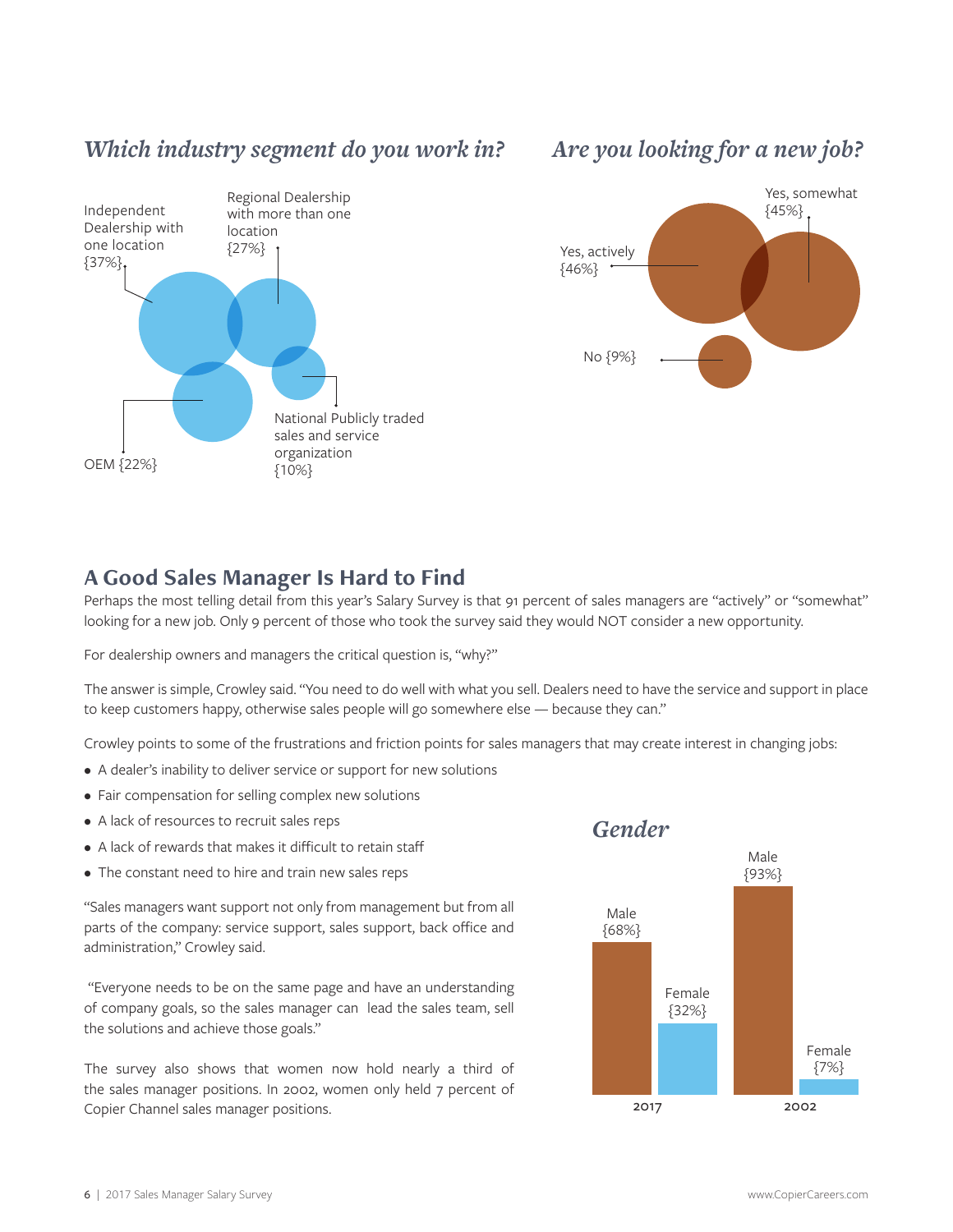### *Which industry segment do you work in?*

Independent Dealership with one location {37%}

Regional Dealership with more than one location {27%}

National Publicly traded sales and service organization {10%}

OEM {22%}

### *Are you looking for a new job?*

Yes, somewhat {45%}

Yes, actively {46%}

No {9%}

## A Good Sales Manager Is Hard to Find

Perhaps the most telling detail from this year's Salary Survey is that 91 percent of sales managers are "actively" or "somewhat" looking for a new job. Only 9 percent of those who took the survey said they would NOT consider a new opportunity.

For dealership owners and managers the critical question is, "why?"

The answer is simple, Crowley said. "You need to do well with what you sell. Dealers need to have the service and support in place to keep customers happy, otherwise sales people will go somewhere else — because they can."

Crowley points to some of the frustrations and friction points for sales managers that may create interest in changing jobs:

- A dealer's inability to deliver service or support for new solutions
- Fair compensation for selling complex new solutions
- A lack of resources to recruit sales reps
- A lack of rewards that makes it difficult to retain staff
- The constant need to hire and train new sales reps

"Sales managers want support not only from management but from all parts of the company: service support, sales support, back office and administration," Crowley said.

"Everyone needs to be on the same page and have an understanding of company goals, so the sales manager can lead the sales team, sell the solutions and achieve those goals."

The survey also shows that women now hold nearly a third of the sales manager positions. In 2002, women only held 7 percent of Copier Channel sales manager positions.

### *Gender*

| | Male | Female |
|---|---|---|
| 2017 | {68%} | {32%} |
| 2002 | {93%} | {7%} |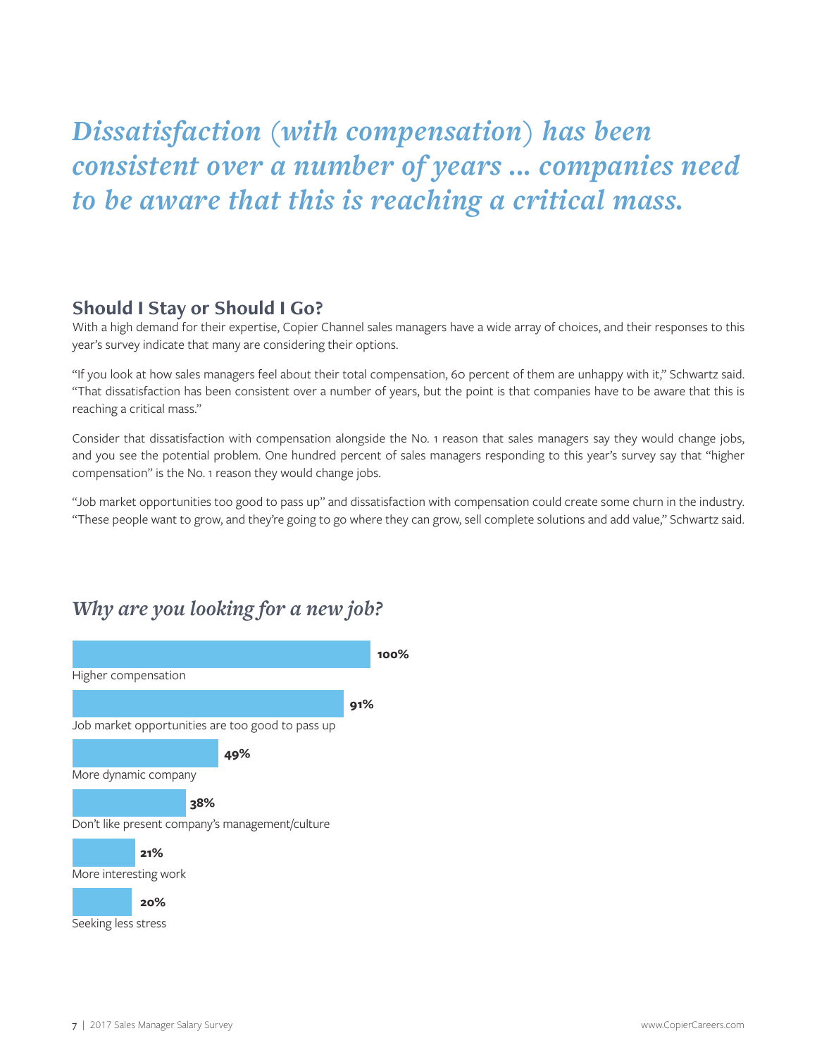*Dissatisfaction (with compensation) has been consistent over a number of years ... companies need to be aware that this is reaching a critical mass.*

## Should I Stay or Should I Go?

With a high demand for their expertise, Copier Channel sales managers have a wide array of choices, and their responses to this year's survey indicate that many are considering their options.

"If you look at how sales managers feel about their total compensation, 60 percent of them are unhappy with it," Schwartz said. "That dissatisfaction has been consistent over a number of years, but the point is that companies have to be aware that this is reaching a critical mass."

Consider that dissatisfaction with compensation alongside the No. 1 reason that sales managers say they would change jobs, and you see the potential problem. One hundred percent of sales managers responding to this year's survey say that "higher compensation" is the No. 1 reason they would change jobs.

"Job market opportunities too good to pass up" and dissatisfaction with compensation could create some churn in the industry. "These people want to grow, and they're going to go where they can grow, sell complete solutions and add value," Schwartz said.

### *Why are you looking for a new job?*

| Reason | Percentage |
| --- | --- |
| Higher compensation | 100% |
| Job market opportunities are too good to pass up | 91% |
| More dynamic company | 49% |
| Don't like present company's management/culture | 38% |
| More interesting work | 21% |
| Seeking less stress | 20% |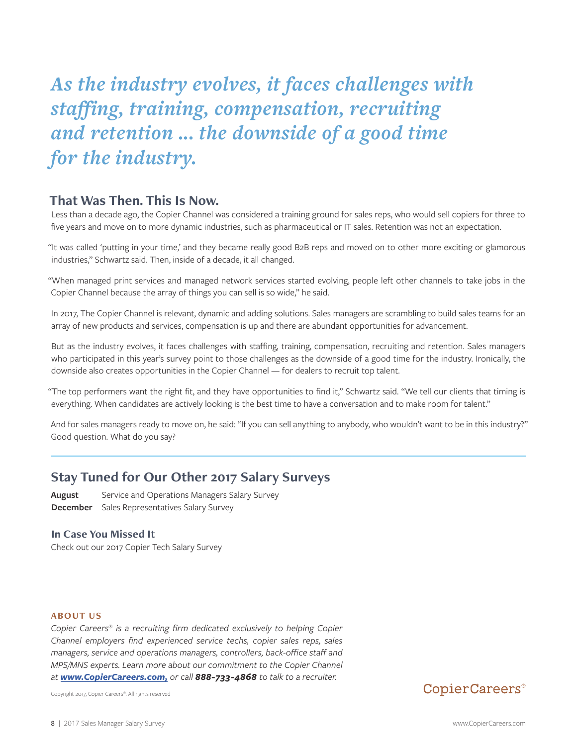*As the industry evolves, it faces challenges with staffing, training, compensation, recruiting and retention ... the downside of a good time for the industry.*

## That Was Then. This Is Now.

Less than a decade ago, the Copier Channel was considered a training ground for sales reps, who would sell copiers for three to five years and move on to more dynamic industries, such as pharmaceutical or IT sales. Retention was not an expectation.

"It was called 'putting in your time,' and they became really good B2B reps and moved on to other more exciting or glamorous industries," Schwartz said. Then, inside of a decade, it all changed.

"When managed print services and managed network services started evolving, people left other channels to take jobs in the Copier Channel because the array of things you can sell is so wide," he said.

In 2017, The Copier Channel is relevant, dynamic and adding solutions. Sales managers are scrambling to build sales teams for an array of new products and services, compensation is up and there are abundant opportunities for advancement.

But as the industry evolves, it faces challenges with staffing, training, compensation, recruiting and retention. Sales managers who participated in this year's survey point to those challenges as the downside of a good time for the industry. Ironically, the downside also creates opportunities in the Copier Channel — for dealers to recruit top talent.

"The top performers want the right fit, and they have opportunities to find it," Schwartz said. "We tell our clients that timing is everything. When candidates are actively looking is the best time to have a conversation and to make room for talent."

And for sales managers ready to move on, he said: "If you can sell anything to anybody, who wouldn't want to be in this industry?" Good question. What do you say?

## Stay Tuned for Our Other 2017 Salary Surveys

**August** Service and Operations Managers Salary Survey
**December** Sales Representatives Salary Survey

### In Case You Missed It

Check out our 2017 Copier Tech Salary Survey

**ABOUT US**

*Copier Careers® is a recruiting firm dedicated exclusively to helping Copier Channel employers find experienced service techs, copier sales reps, sales managers, service and operations managers, controllers, back-office staff and MPS/MNS experts. Learn more about our commitment to the Copier Channel at* ***www.CopierCareers.com,*** *or call* ***888-733-4868*** *to talk to a recruiter.*

Copyright 2017, Copier Careers®. All rights reserved

CopierCareers®